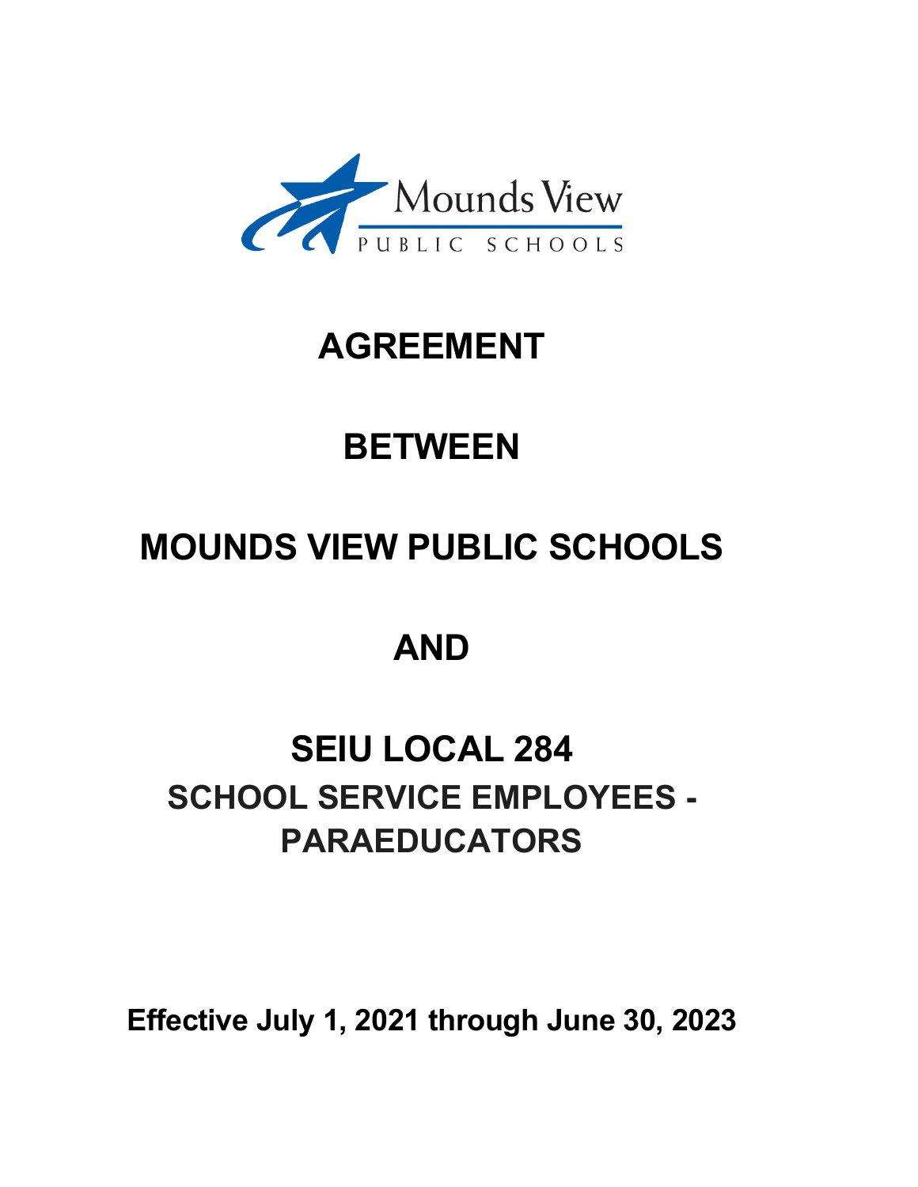Mounds View
PUBLIC SCHOOLS

# AGREEMENT

# BETWEEN

# MOUNDS VIEW PUBLIC SCHOOLS

# AND

# SEIU LOCAL 284

## SCHOOL SERVICE EMPLOYEES - PARAEDUCATORS

**Effective July 1, 2021 through June 30, 2023**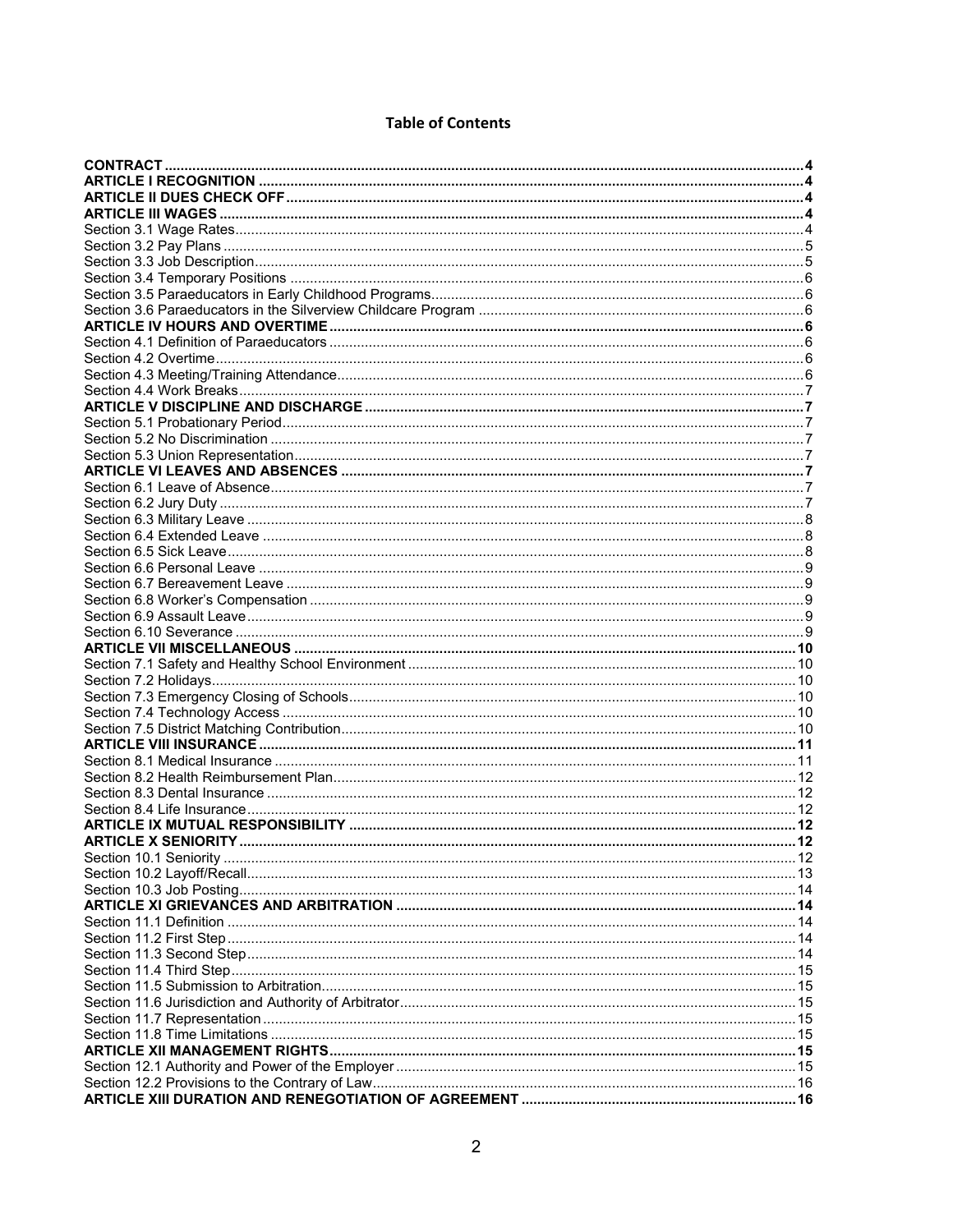# Table of Contents

**CONTRACT** .......... **4**
**ARTICLE I RECOGNITION** .......... **4**
**ARTICLE II DUES CHECK OFF** .......... **4**
**ARTICLE III WAGES** .......... **4**
Section 3.1 Wage Rates .......... 4
Section 3.2 Pay Plans .......... 5
Section 3.3 Job Description .......... 5
Section 3.4 Temporary Positions .......... 6
Section 3.5 Paraeducators in Early Childhood Programs .......... 6
Section 3.6 Paraeducators in the Silverview Childcare Program .......... 6
**ARTICLE IV HOURS AND OVERTIME** .......... **6**
Section 4.1 Definition of Paraeducators .......... 6
Section 4.2 Overtime .......... 6
Section 4.3 Meeting/Training Attendance .......... 6
Section 4.4 Work Breaks .......... 7
**ARTICLE V DISCIPLINE AND DISCHARGE** .......... **7**
Section 5.1 Probationary Period .......... 7
Section 5.2 No Discrimination .......... 7
Section 5.3 Union Representation .......... 7
**ARTICLE VI LEAVES AND ABSENCES** .......... **7**
Section 6.1 Leave of Absence .......... 7
Section 6.2 Jury Duty .......... 7
Section 6.3 Military Leave .......... 8
Section 6.4 Extended Leave .......... 8
Section 6.5 Sick Leave .......... 8
Section 6.6 Personal Leave .......... 9
Section 6.7 Bereavement Leave .......... 9
Section 6.8 Worker's Compensation .......... 9
Section 6.9 Assault Leave .......... 9
Section 6.10 Severance .......... 9
**ARTICLE VII MISCELLANEOUS** .......... **10**
Section 7.1 Safety and Healthy School Environment .......... 10
Section 7.2 Holidays .......... 10
Section 7.3 Emergency Closing of Schools .......... 10
Section 7.4 Technology Access .......... 10
Section 7.5 District Matching Contribution .......... 10
**ARTICLE VIII INSURANCE** .......... **11**
Section 8.1 Medical Insurance .......... 11
Section 8.2 Health Reimbursement Plan .......... 12
Section 8.3 Dental Insurance .......... 12
Section 8.4 Life Insurance .......... 12
**ARTICLE IX MUTUAL RESPONSIBILITY** .......... **12**
**ARTICLE X SENIORITY** .......... **12**
Section 10.1 Seniority .......... 12
Section 10.2 Layoff/Recall .......... 13
Section 10.3 Job Posting .......... 14
**ARTICLE XI GRIEVANCES AND ARBITRATION** .......... **14**
Section 11.1 Definition .......... 14
Section 11.2 First Step .......... 14
Section 11.3 Second Step .......... 14
Section 11.4 Third Step .......... 15
Section 11.5 Submission to Arbitration .......... 15
Section 11.6 Jurisdiction and Authority of Arbitrator .......... 15
Section 11.7 Representation .......... 15
Section 11.8 Time Limitations .......... 15
**ARTICLE XII MANAGEMENT RIGHTS** .......... **15**
Section 12.1 Authority and Power of the Employer .......... 15
Section 12.2 Provisions to the Contrary of Law .......... 16
**ARTICLE XIII DURATION AND RENEGOTIATION OF AGREEMENT** .......... **16**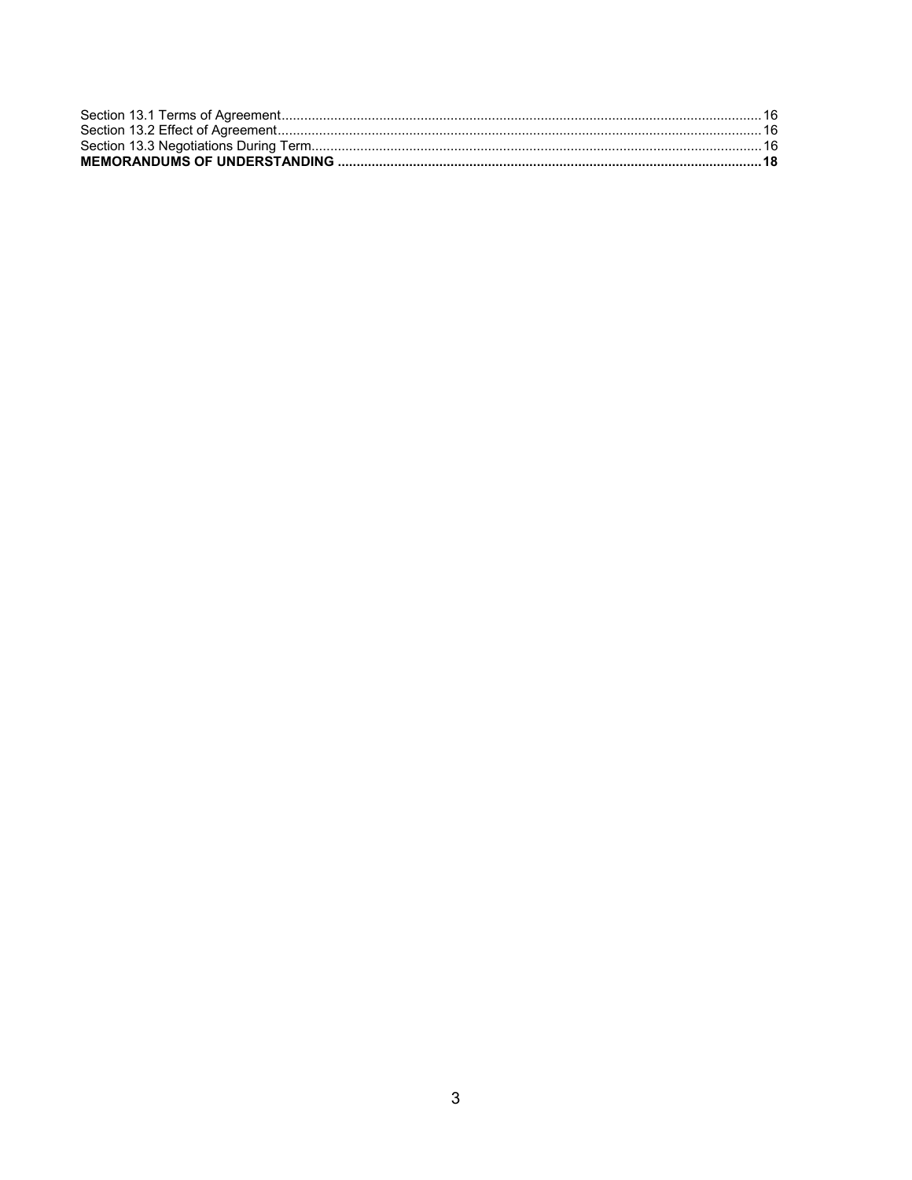Section 13.1 Terms of Agreement.....16
Section 13.2 Effect of Agreement.....16
Section 13.3 Negotiations During Term.....16
**MEMORANDUMS OF UNDERSTANDING .....18**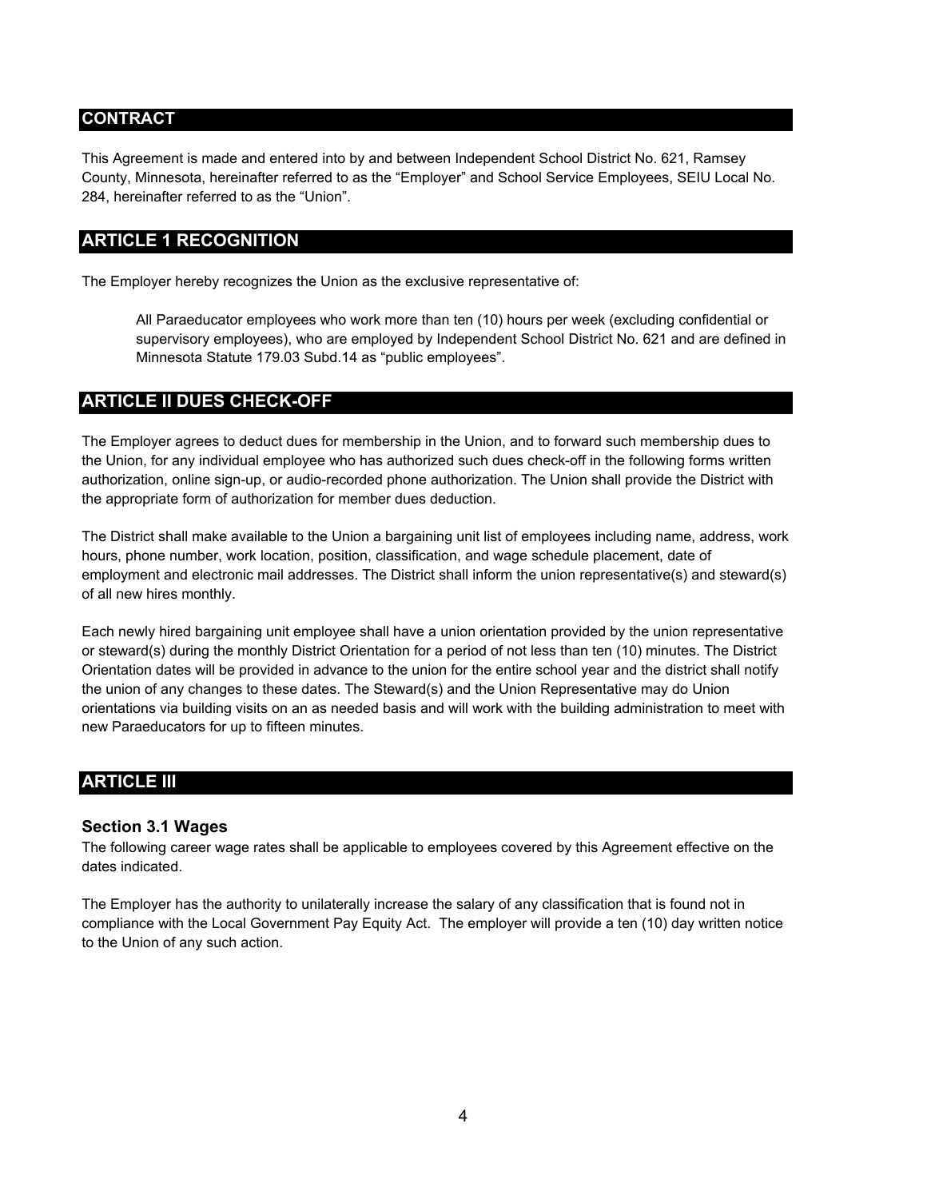## CONTRACT

This Agreement is made and entered into by and between Independent School District No. 621, Ramsey County, Minnesota, hereinafter referred to as the "Employer" and School Service Employees, SEIU Local No. 284, hereinafter referred to as the "Union".

## ARTICLE 1 RECOGNITION

The Employer hereby recognizes the Union as the exclusive representative of:

> All Paraeducator employees who work more than ten (10) hours per week (excluding confidential or supervisory employees), who are employed by Independent School District No. 621 and are defined in Minnesota Statute 179.03 Subd.14 as "public employees".

## ARTICLE II DUES CHECK-OFF

The Employer agrees to deduct dues for membership in the Union, and to forward such membership dues to the Union, for any individual employee who has authorized such dues check-off in the following forms written authorization, online sign-up, or audio-recorded phone authorization. The Union shall provide the District with the appropriate form of authorization for member dues deduction.

The District shall make available to the Union a bargaining unit list of employees including name, address, work hours, phone number, work location, position, classification, and wage schedule placement, date of employment and electronic mail addresses. The District shall inform the union representative(s) and steward(s) of all new hires monthly.

Each newly hired bargaining unit employee shall have a union orientation provided by the union representative or steward(s) during the monthly District Orientation for a period of not less than ten (10) minutes. The District Orientation dates will be provided in advance to the union for the entire school year and the district shall notify the union of any changes to these dates. The Steward(s) and the Union Representative may do Union orientations via building visits on an as needed basis and will work with the building administration to meet with new Paraeducators for up to fifteen minutes.

## ARTICLE III

### Section 3.1 Wages

The following career wage rates shall be applicable to employees covered by this Agreement effective on the dates indicated.

The Employer has the authority to unilaterally increase the salary of any classification that is found not in compliance with the Local Government Pay Equity Act. The employer will provide a ten (10) day written notice to the Union of any such action.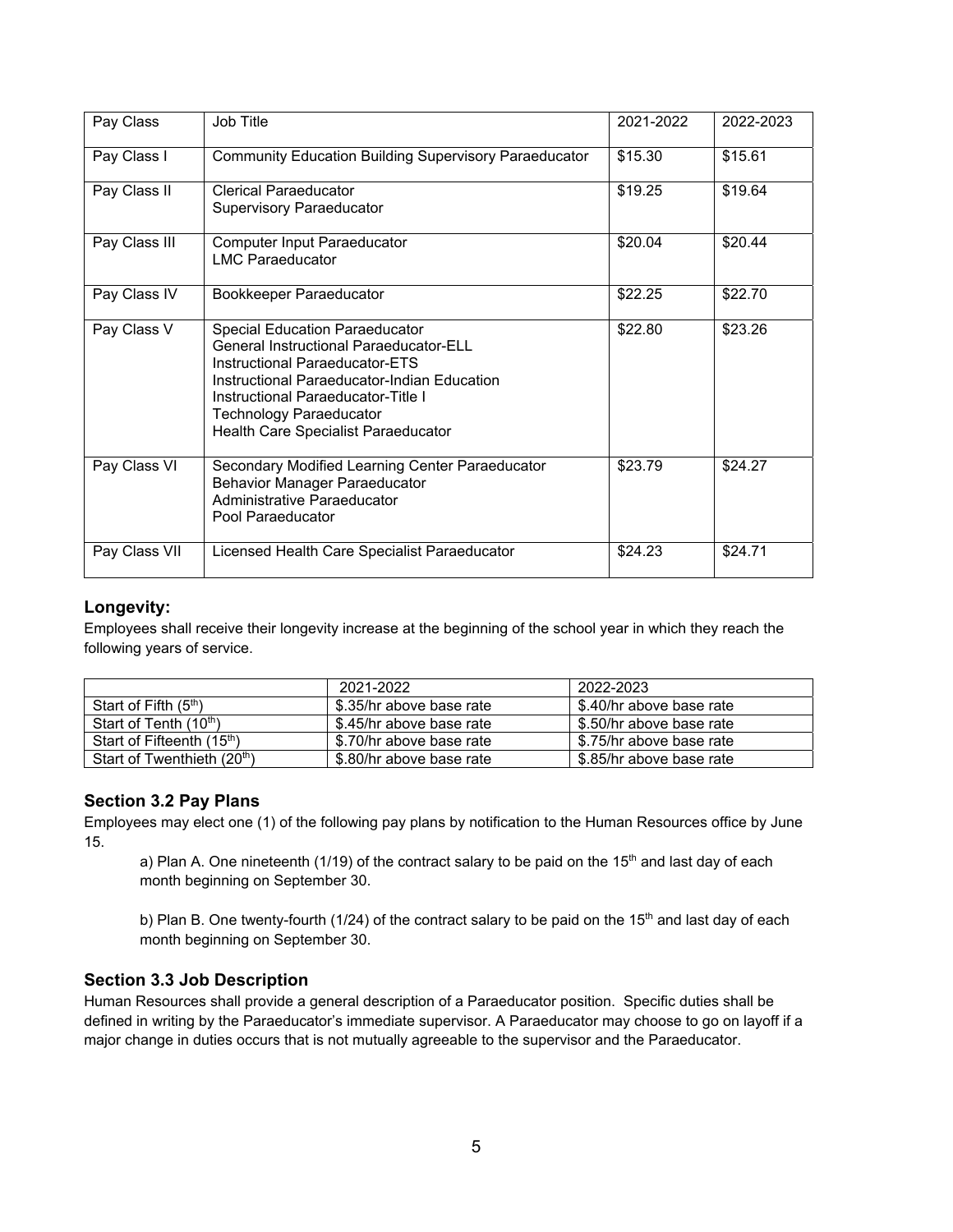| Pay Class | Job Title | 2021-2022 | 2022-2023 |
| --- | --- | --- | --- |
| Pay Class I | Community Education Building Supervisory Paraeducator | $15.30 | $15.61 |
| Pay Class II | Clerical Paraeducator<br>Supervisory Paraeducator | $19.25 | $19.64 |
| Pay Class III | Computer Input Paraeducator<br>LMC Paraeducator | $20.04 | $20.44 |
| Pay Class IV | Bookkeeper Paraeducator | $22.25 | $22.70 |
| Pay Class V | Special Education Paraeducator<br>General Instructional Paraeducator-ELL<br>Instructional Paraeducator-ETS<br>Instructional Paraeducator-Indian Education<br>Instructional Paraeducator-Title I<br>Technology Paraeducator<br>Health Care Specialist Paraeducator | $22.80 | $23.26 |
| Pay Class VI | Secondary Modified Learning Center Paraeducator<br>Behavior Manager Paraeducator<br>Administrative Paraeducator<br>Pool Paraeducator | $23.79 | $24.27 |
| Pay Class VII | Licensed Health Care Specialist Paraeducator | $24.23 | $24.71 |

### Longevity:

Employees shall receive their longevity increase at the beginning of the school year in which they reach the following years of service.

| | 2021-2022 | 2022-2023 |
| --- | --- | --- |
| Start of Fifth (5th) | $.35/hr above base rate | $.40/hr above base rate |
| Start of Tenth (10th) | $.45/hr above base rate | $.50/hr above base rate |
| Start of Fifteenth (15th) | $.70/hr above base rate | $.75/hr above base rate |
| Start of Twenthieth (20th) | $.80/hr above base rate | $.85/hr above base rate |

## Section 3.2 Pay Plans

Employees may elect one (1) of the following pay plans by notification to the Human Resources office by June 15.

a) Plan A. One nineteenth (1/19) of the contract salary to be paid on the 15th and last day of each month beginning on September 30.

b) Plan B. One twenty-fourth (1/24) of the contract salary to be paid on the 15th and last day of each month beginning on September 30.

## Section 3.3 Job Description

Human Resources shall provide a general description of a Paraeducator position. Specific duties shall be defined in writing by the Paraeducator's immediate supervisor. A Paraeducator may choose to go on layoff if a major change in duties occurs that is not mutually agreeable to the supervisor and the Paraeducator.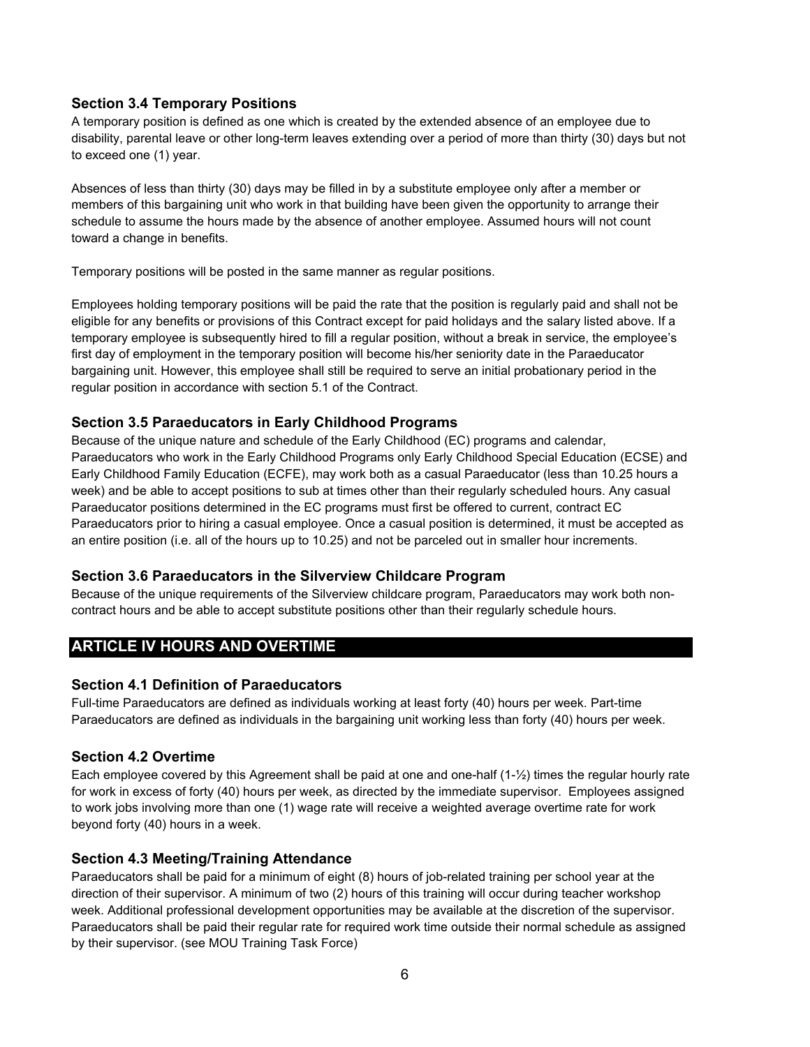### Section 3.4 Temporary Positions

A temporary position is defined as one which is created by the extended absence of an employee due to disability, parental leave or other long-term leaves extending over a period of more than thirty (30) days but not to exceed one (1) year.

Absences of less than thirty (30) days may be filled in by a substitute employee only after a member or members of this bargaining unit who work in that building have been given the opportunity to arrange their schedule to assume the hours made by the absence of another employee. Assumed hours will not count toward a change in benefits.

Temporary positions will be posted in the same manner as regular positions.

Employees holding temporary positions will be paid the rate that the position is regularly paid and shall not be eligible for any benefits or provisions of this Contract except for paid holidays and the salary listed above. If a temporary employee is subsequently hired to fill a regular position, without a break in service, the employee's first day of employment in the temporary position will become his/her seniority date in the Paraeducator bargaining unit. However, this employee shall still be required to serve an initial probationary period in the regular position in accordance with section 5.1 of the Contract.

### Section 3.5 Paraeducators in Early Childhood Programs

Because of the unique nature and schedule of the Early Childhood (EC) programs and calendar, Paraeducators who work in the Early Childhood Programs only Early Childhood Special Education (ECSE) and Early Childhood Family Education (ECFE), may work both as a casual Paraeducator (less than 10.25 hours a week) and be able to accept positions to sub at times other than their regularly scheduled hours. Any casual Paraeducator positions determined in the EC programs must first be offered to current, contract EC Paraeducators prior to hiring a casual employee. Once a casual position is determined, it must be accepted as an entire position (i.e. all of the hours up to 10.25) and not be parceled out in smaller hour increments.

### Section 3.6 Paraeducators in the Silverview Childcare Program

Because of the unique requirements of the Silverview childcare program, Paraeducators may work both non-contract hours and be able to accept substitute positions other than their regularly schedule hours.

## ARTICLE IV HOURS AND OVERTIME

### Section 4.1 Definition of Paraeducators

Full-time Paraeducators are defined as individuals working at least forty (40) hours per week. Part-time Paraeducators are defined as individuals in the bargaining unit working less than forty (40) hours per week.

### Section 4.2 Overtime

Each employee covered by this Agreement shall be paid at one and one-half (1-½) times the regular hourly rate for work in excess of forty (40) hours per week, as directed by the immediate supervisor. Employees assigned to work jobs involving more than one (1) wage rate will receive a weighted average overtime rate for work beyond forty (40) hours in a week.

### Section 4.3 Meeting/Training Attendance

Paraeducators shall be paid for a minimum of eight (8) hours of job-related training per school year at the direction of their supervisor. A minimum of two (2) hours of this training will occur during teacher workshop week. Additional professional development opportunities may be available at the discretion of the supervisor. Paraeducators shall be paid their regular rate for required work time outside their normal schedule as assigned by their supervisor. (see MOU Training Task Force)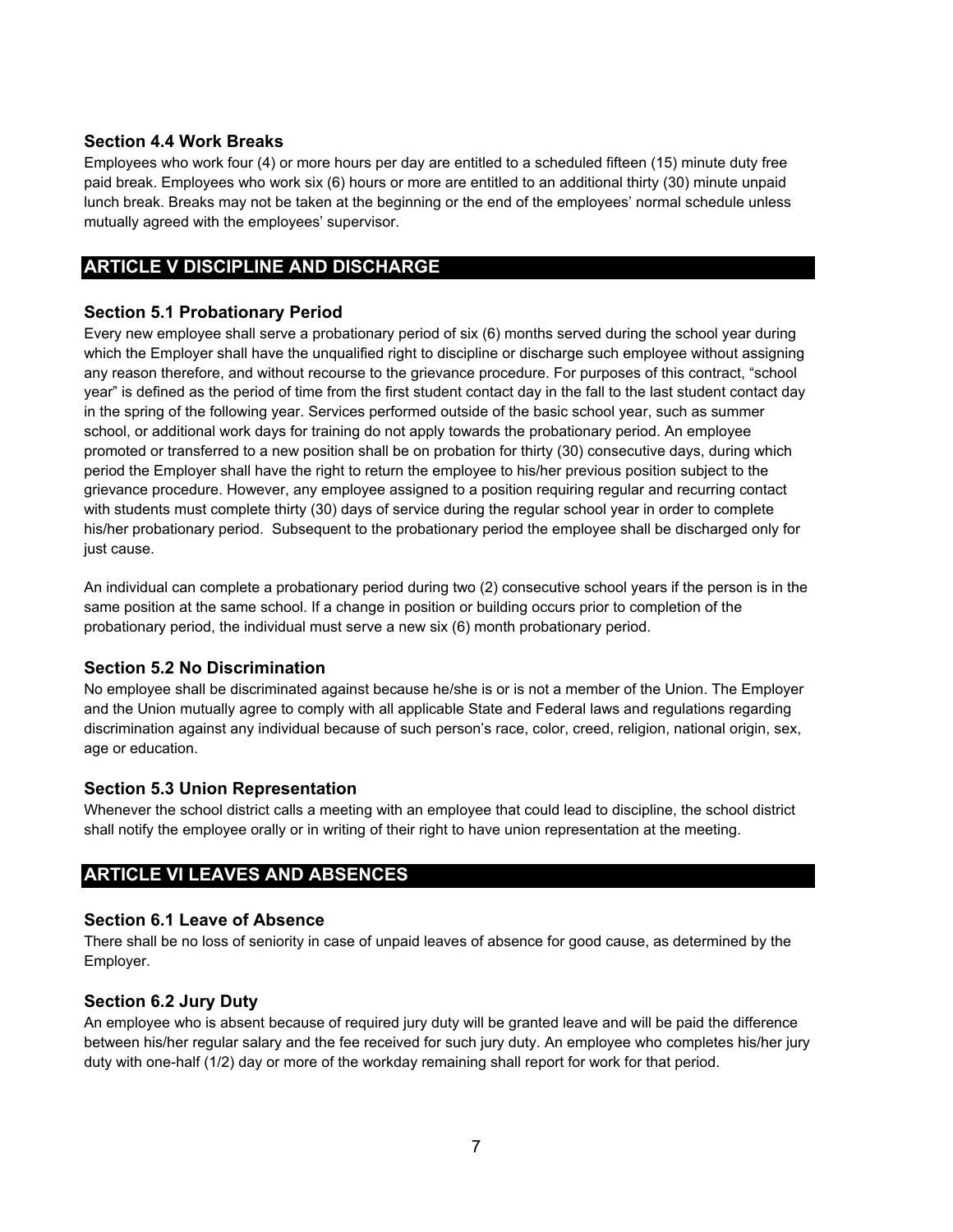### Section 4.4 Work Breaks

Employees who work four (4) or more hours per day are entitled to a scheduled fifteen (15) minute duty free paid break. Employees who work six (6) hours or more are entitled to an additional thirty (30) minute unpaid lunch break. Breaks may not be taken at the beginning or the end of the employees' normal schedule unless mutually agreed with the employees' supervisor.

## ARTICLE V DISCIPLINE AND DISCHARGE

### Section 5.1 Probationary Period

Every new employee shall serve a probationary period of six (6) months served during the school year during which the Employer shall have the unqualified right to discipline or discharge such employee without assigning any reason therefore, and without recourse to the grievance procedure. For purposes of this contract, "school year" is defined as the period of time from the first student contact day in the fall to the last student contact day in the spring of the following year. Services performed outside of the basic school year, such as summer school, or additional work days for training do not apply towards the probationary period. An employee promoted or transferred to a new position shall be on probation for thirty (30) consecutive days, during which period the Employer shall have the right to return the employee to his/her previous position subject to the grievance procedure. However, any employee assigned to a position requiring regular and recurring contact with students must complete thirty (30) days of service during the regular school year in order to complete his/her probationary period. Subsequent to the probationary period the employee shall be discharged only for just cause.

An individual can complete a probationary period during two (2) consecutive school years if the person is in the same position at the same school. If a change in position or building occurs prior to completion of the probationary period, the individual must serve a new six (6) month probationary period.

### Section 5.2 No Discrimination

No employee shall be discriminated against because he/she is or is not a member of the Union. The Employer and the Union mutually agree to comply with all applicable State and Federal laws and regulations regarding discrimination against any individual because of such person's race, color, creed, religion, national origin, sex, age or education.

### Section 5.3 Union Representation

Whenever the school district calls a meeting with an employee that could lead to discipline, the school district shall notify the employee orally or in writing of their right to have union representation at the meeting.

## ARTICLE VI LEAVES AND ABSENCES

### Section 6.1 Leave of Absence

There shall be no loss of seniority in case of unpaid leaves of absence for good cause, as determined by the Employer.

### Section 6.2 Jury Duty

An employee who is absent because of required jury duty will be granted leave and will be paid the difference between his/her regular salary and the fee received for such jury duty. An employee who completes his/her jury duty with one-half (1/2) day or more of the workday remaining shall report for work for that period.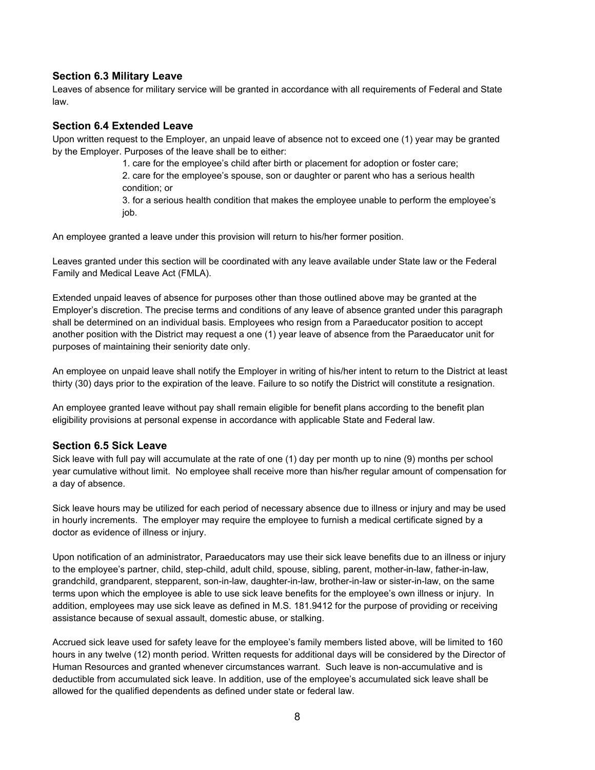### Section 6.3 Military Leave

Leaves of absence for military service will be granted in accordance with all requirements of Federal and State law.

### Section 6.4 Extended Leave

Upon written request to the Employer, an unpaid leave of absence not to exceed one (1) year may be granted by the Employer. Purposes of the leave shall be to either:

1. care for the employee's child after birth or placement for adoption or foster care;
2. care for the employee's spouse, son or daughter or parent who has a serious health condition; or
3. for a serious health condition that makes the employee unable to perform the employee's job.

An employee granted a leave under this provision will return to his/her former position.

Leaves granted under this section will be coordinated with any leave available under State law or the Federal Family and Medical Leave Act (FMLA).

Extended unpaid leaves of absence for purposes other than those outlined above may be granted at the Employer's discretion. The precise terms and conditions of any leave of absence granted under this paragraph shall be determined on an individual basis. Employees who resign from a Paraeducator position to accept another position with the District may request a one (1) year leave of absence from the Paraeducator unit for purposes of maintaining their seniority date only.

An employee on unpaid leave shall notify the Employer in writing of his/her intent to return to the District at least thirty (30) days prior to the expiration of the leave. Failure to so notify the District will constitute a resignation.

An employee granted leave without pay shall remain eligible for benefit plans according to the benefit plan eligibility provisions at personal expense in accordance with applicable State and Federal law.

### Section 6.5 Sick Leave

Sick leave with full pay will accumulate at the rate of one (1) day per month up to nine (9) months per school year cumulative without limit. No employee shall receive more than his/her regular amount of compensation for a day of absence.

Sick leave hours may be utilized for each period of necessary absence due to illness or injury and may be used in hourly increments. The employer may require the employee to furnish a medical certificate signed by a doctor as evidence of illness or injury.

Upon notification of an administrator, Paraeducators may use their sick leave benefits due to an illness or injury to the employee's partner, child, step-child, adult child, spouse, sibling, parent, mother-in-law, father-in-law, grandchild, grandparent, stepparent, son-in-law, daughter-in-law, brother-in-law or sister-in-law, on the same terms upon which the employee is able to use sick leave benefits for the employee's own illness or injury. In addition, employees may use sick leave as defined in M.S. 181.9412 for the purpose of providing or receiving assistance because of sexual assault, domestic abuse, or stalking.

Accrued sick leave used for safety leave for the employee's family members listed above, will be limited to 160 hours in any twelve (12) month period. Written requests for additional days will be considered by the Director of Human Resources and granted whenever circumstances warrant. Such leave is non-accumulative and is deductible from accumulated sick leave. In addition, use of the employee's accumulated sick leave shall be allowed for the qualified dependents as defined under state or federal law.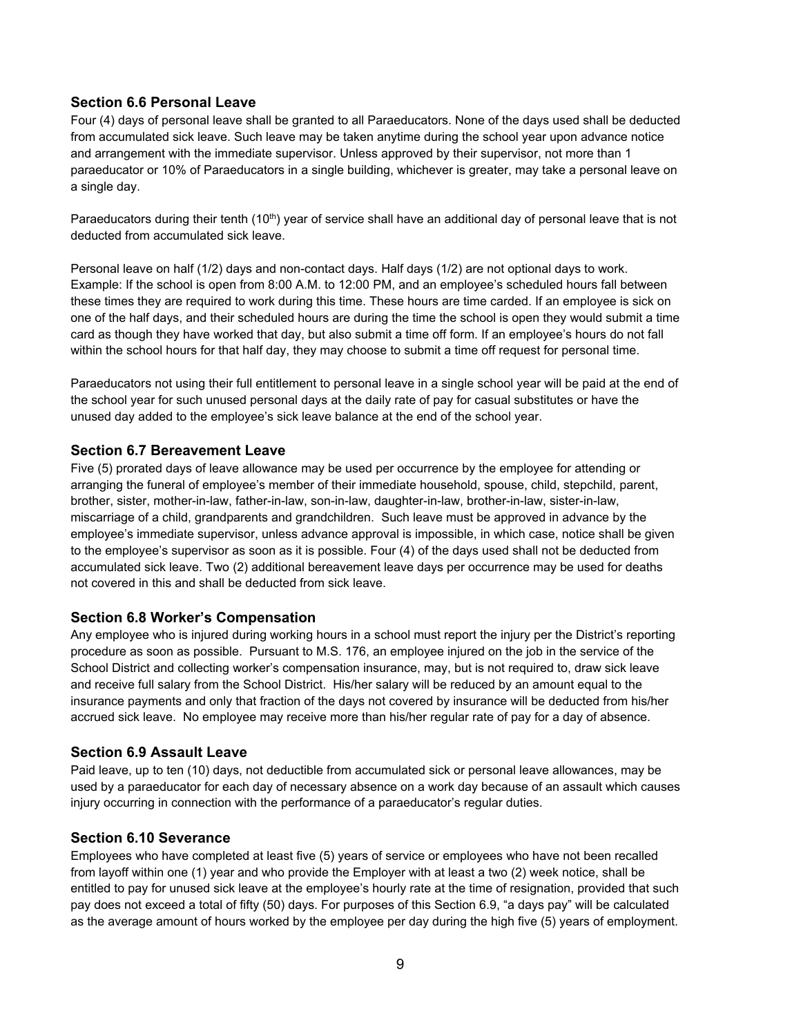## Section 6.6 Personal Leave

Four (4) days of personal leave shall be granted to all Paraeducators. None of the days used shall be deducted from accumulated sick leave. Such leave may be taken anytime during the school year upon advance notice and arrangement with the immediate supervisor. Unless approved by their supervisor, not more than 1 paraeducator or 10% of Paraeducators in a single building, whichever is greater, may take a personal leave on a single day.

Paraeducators during their tenth (10th) year of service shall have an additional day of personal leave that is not deducted from accumulated sick leave.

Personal leave on half (1/2) days and non-contact days. Half days (1/2) are not optional days to work. Example: If the school is open from 8:00 A.M. to 12:00 PM, and an employee's scheduled hours fall between these times they are required to work during this time. These hours are time carded. If an employee is sick on one of the half days, and their scheduled hours are during the time the school is open they would submit a time card as though they have worked that day, but also submit a time off form. If an employee's hours do not fall within the school hours for that half day, they may choose to submit a time off request for personal time.

Paraeducators not using their full entitlement to personal leave in a single school year will be paid at the end of the school year for such unused personal days at the daily rate of pay for casual substitutes or have the unused day added to the employee's sick leave balance at the end of the school year.

## Section 6.7 Bereavement Leave

Five (5) prorated days of leave allowance may be used per occurrence by the employee for attending or arranging the funeral of employee's member of their immediate household, spouse, child, stepchild, parent, brother, sister, mother-in-law, father-in-law, son-in-law, daughter-in-law, brother-in-law, sister-in-law, miscarriage of a child, grandparents and grandchildren. Such leave must be approved in advance by the employee's immediate supervisor, unless advance approval is impossible, in which case, notice shall be given to the employee's supervisor as soon as it is possible. Four (4) of the days used shall not be deducted from accumulated sick leave. Two (2) additional bereavement leave days per occurrence may be used for deaths not covered in this and shall be deducted from sick leave.

## Section 6.8 Worker's Compensation

Any employee who is injured during working hours in a school must report the injury per the District's reporting procedure as soon as possible. Pursuant to M.S. 176, an employee injured on the job in the service of the School District and collecting worker's compensation insurance, may, but is not required to, draw sick leave and receive full salary from the School District. His/her salary will be reduced by an amount equal to the insurance payments and only that fraction of the days not covered by insurance will be deducted from his/her accrued sick leave. No employee may receive more than his/her regular rate of pay for a day of absence.

## Section 6.9 Assault Leave

Paid leave, up to ten (10) days, not deductible from accumulated sick or personal leave allowances, may be used by a paraeducator for each day of necessary absence on a work day because of an assault which causes injury occurring in connection with the performance of a paraeducator's regular duties.

## Section 6.10 Severance

Employees who have completed at least five (5) years of service or employees who have not been recalled from layoff within one (1) year and who provide the Employer with at least a two (2) week notice, shall be entitled to pay for unused sick leave at the employee's hourly rate at the time of resignation, provided that such pay does not exceed a total of fifty (50) days. For purposes of this Section 6.9, "a days pay" will be calculated as the average amount of hours worked by the employee per day during the high five (5) years of employment.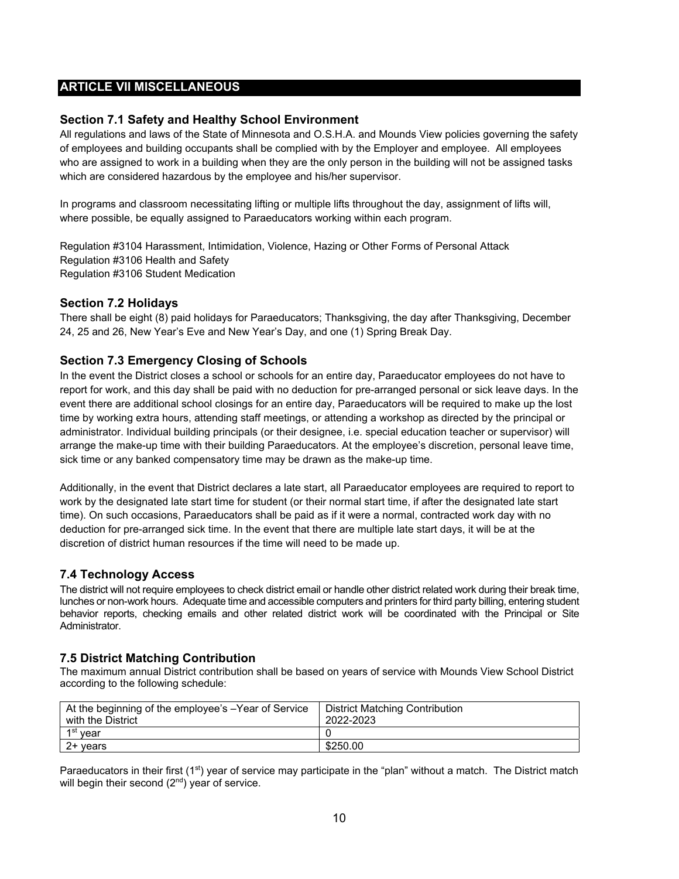## ARTICLE VII MISCELLANEOUS

### Section 7.1 Safety and Healthy School Environment

All regulations and laws of the State of Minnesota and O.S.H.A. and Mounds View policies governing the safety of employees and building occupants shall be complied with by the Employer and employee. All employees who are assigned to work in a building when they are the only person in the building will not be assigned tasks which are considered hazardous by the employee and his/her supervisor.

In programs and classroom necessitating lifting or multiple lifts throughout the day, assignment of lifts will, where possible, be equally assigned to Paraeducators working within each program.

Regulation #3104 Harassment, Intimidation, Violence, Hazing or Other Forms of Personal Attack
Regulation #3106 Health and Safety
Regulation #3106 Student Medication

### Section 7.2 Holidays

There shall be eight (8) paid holidays for Paraeducators; Thanksgiving, the day after Thanksgiving, December 24, 25 and 26, New Year's Eve and New Year's Day, and one (1) Spring Break Day.

### Section 7.3 Emergency Closing of Schools

In the event the District closes a school or schools for an entire day, Paraeducator employees do not have to report for work, and this day shall be paid with no deduction for pre-arranged personal or sick leave days. In the event there are additional school closings for an entire day, Paraeducators will be required to make up the lost time by working extra hours, attending staff meetings, or attending a workshop as directed by the principal or administrator. Individual building principals (or their designee, i.e. special education teacher or supervisor) will arrange the make-up time with their building Paraeducators. At the employee's discretion, personal leave time, sick time or any banked compensatory time may be drawn as the make-up time.

Additionally, in the event that District declares a late start, all Paraeducator employees are required to report to work by the designated late start time for student (or their normal start time, if after the designated late start time). On such occasions, Paraeducators shall be paid as if it were a normal, contracted work day with no deduction for pre-arranged sick time. In the event that there are multiple late start days, it will be at the discretion of district human resources if the time will need to be made up.

### 7.4 Technology Access

The district will not require employees to check district email or handle other district related work during their break time, lunches or non-work hours. Adequate time and accessible computers and printers for third party billing, entering student behavior reports, checking emails and other related district work will be coordinated with the Principal or Site Administrator.

### 7.5 District Matching Contribution

The maximum annual District contribution shall be based on years of service with Mounds View School District according to the following schedule:

| At the beginning of the employee's –Year of Service with the District | District Matching Contribution 2022-2023 |
|---|---|
| 1st year | 0 |
| 2+ years | $250.00 |

Paraeducators in their first (1st) year of service may participate in the "plan" without a match. The District match will begin their second (2nd) year of service.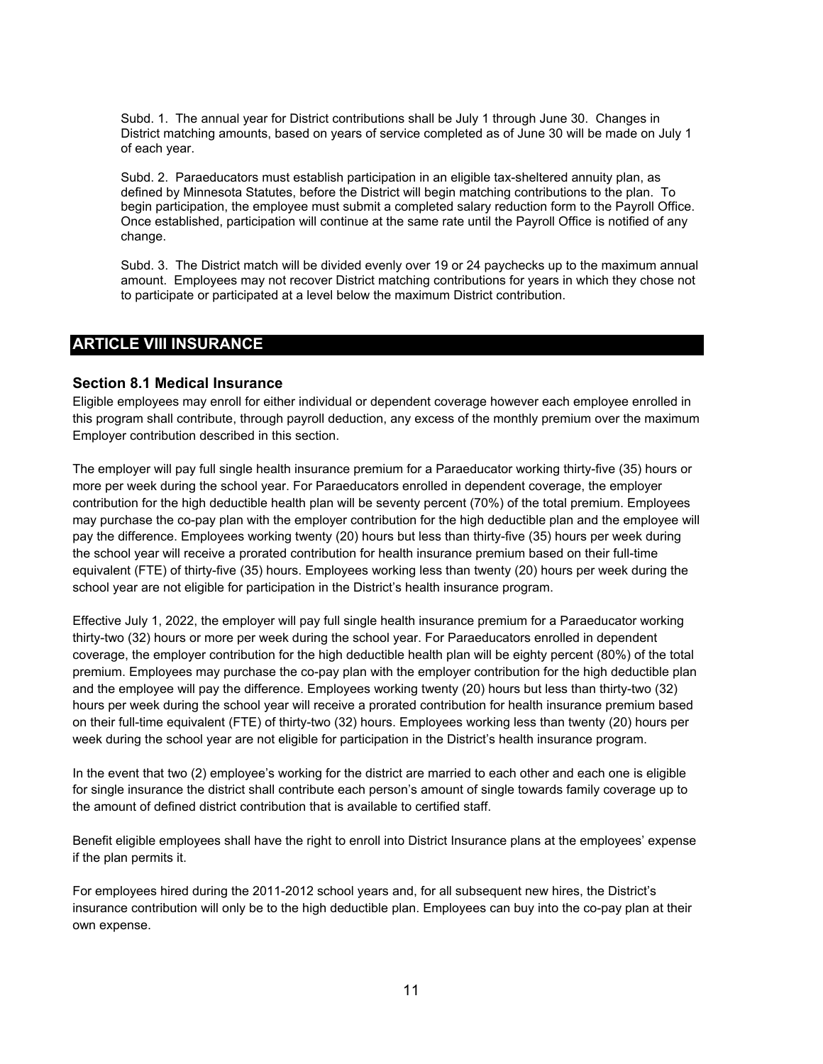Subd. 1. The annual year for District contributions shall be July 1 through June 30. Changes in District matching amounts, based on years of service completed as of June 30 will be made on July 1 of each year.

Subd. 2. Paraeducators must establish participation in an eligible tax-sheltered annuity plan, as defined by Minnesota Statutes, before the District will begin matching contributions to the plan. To begin participation, the employee must submit a completed salary reduction form to the Payroll Office. Once established, participation will continue at the same rate until the Payroll Office is notified of any change.

Subd. 3. The District match will be divided evenly over 19 or 24 paychecks up to the maximum annual amount. Employees may not recover District matching contributions for years in which they chose not to participate or participated at a level below the maximum District contribution.

## ARTICLE VIII INSURANCE

### Section 8.1 Medical Insurance

Eligible employees may enroll for either individual or dependent coverage however each employee enrolled in this program shall contribute, through payroll deduction, any excess of the monthly premium over the maximum Employer contribution described in this section.

The employer will pay full single health insurance premium for a Paraeducator working thirty-five (35) hours or more per week during the school year. For Paraeducators enrolled in dependent coverage, the employer contribution for the high deductible health plan will be seventy percent (70%) of the total premium. Employees may purchase the co-pay plan with the employer contribution for the high deductible plan and the employee will pay the difference. Employees working twenty (20) hours but less than thirty-five (35) hours per week during the school year will receive a prorated contribution for health insurance premium based on their full-time equivalent (FTE) of thirty-five (35) hours. Employees working less than twenty (20) hours per week during the school year are not eligible for participation in the District's health insurance program.

Effective July 1, 2022, the employer will pay full single health insurance premium for a Paraeducator working thirty-two (32) hours or more per week during the school year. For Paraeducators enrolled in dependent coverage, the employer contribution for the high deductible health plan will be eighty percent (80%) of the total premium. Employees may purchase the co-pay plan with the employer contribution for the high deductible plan and the employee will pay the difference. Employees working twenty (20) hours but less than thirty-two (32) hours per week during the school year will receive a prorated contribution for health insurance premium based on their full-time equivalent (FTE) of thirty-two (32) hours. Employees working less than twenty (20) hours per week during the school year are not eligible for participation in the District's health insurance program.

In the event that two (2) employee's working for the district are married to each other and each one is eligible for single insurance the district shall contribute each person's amount of single towards family coverage up to the amount of defined district contribution that is available to certified staff.

Benefit eligible employees shall have the right to enroll into District Insurance plans at the employees' expense if the plan permits it.

For employees hired during the 2011-2012 school years and, for all subsequent new hires, the District's insurance contribution will only be to the high deductible plan. Employees can buy into the co-pay plan at their own expense.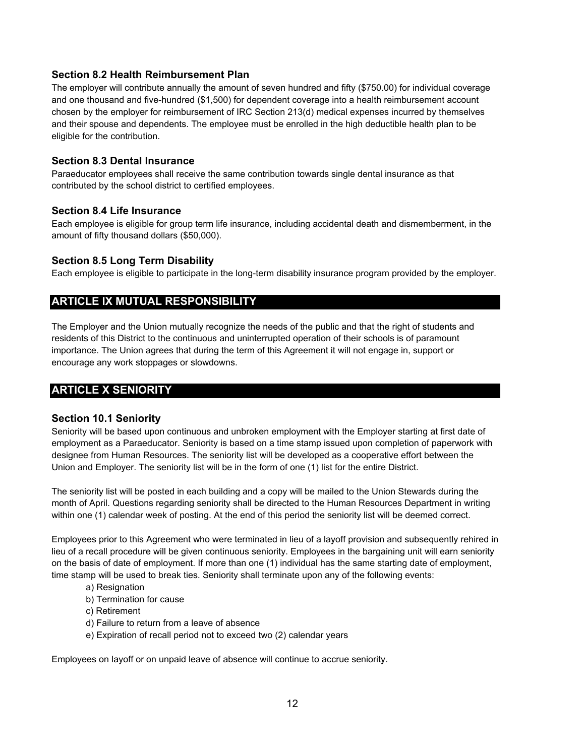### Section 8.2 Health Reimbursement Plan

The employer will contribute annually the amount of seven hundred and fifty ($750.00) for individual coverage and one thousand and five-hundred ($1,500) for dependent coverage into a health reimbursement account chosen by the employer for reimbursement of IRC Section 213(d) medical expenses incurred by themselves and their spouse and dependents. The employee must be enrolled in the high deductible health plan to be eligible for the contribution.

### Section 8.3 Dental Insurance

Paraeducator employees shall receive the same contribution towards single dental insurance as that contributed by the school district to certified employees.

### Section 8.4 Life Insurance

Each employee is eligible for group term life insurance, including accidental death and dismemberment, in the amount of fifty thousand dollars ($50,000).

### Section 8.5 Long Term Disability

Each employee is eligible to participate in the long-term disability insurance program provided by the employer.

## ARTICLE IX MUTUAL RESPONSIBILITY

The Employer and the Union mutually recognize the needs of the public and that the right of students and residents of this District to the continuous and uninterrupted operation of their schools is of paramount importance. The Union agrees that during the term of this Agreement it will not engage in, support or encourage any work stoppages or slowdowns.

## ARTICLE X SENIORITY

### Section 10.1 Seniority

Seniority will be based upon continuous and unbroken employment with the Employer starting at first date of employment as a Paraeducator. Seniority is based on a time stamp issued upon completion of paperwork with designee from Human Resources. The seniority list will be developed as a cooperative effort between the Union and Employer. The seniority list will be in the form of one (1) list for the entire District.

The seniority list will be posted in each building and a copy will be mailed to the Union Stewards during the month of April. Questions regarding seniority shall be directed to the Human Resources Department in writing within one (1) calendar week of posting. At the end of this period the seniority list will be deemed correct.

Employees prior to this Agreement who were terminated in lieu of a layoff provision and subsequently rehired in lieu of a recall procedure will be given continuous seniority. Employees in the bargaining unit will earn seniority on the basis of date of employment. If more than one (1) individual has the same starting date of employment, time stamp will be used to break ties. Seniority shall terminate upon any of the following events:

a) Resignation
b) Termination for cause
c) Retirement
d) Failure to return from a leave of absence
e) Expiration of recall period not to exceed two (2) calendar years

Employees on layoff or on unpaid leave of absence will continue to accrue seniority.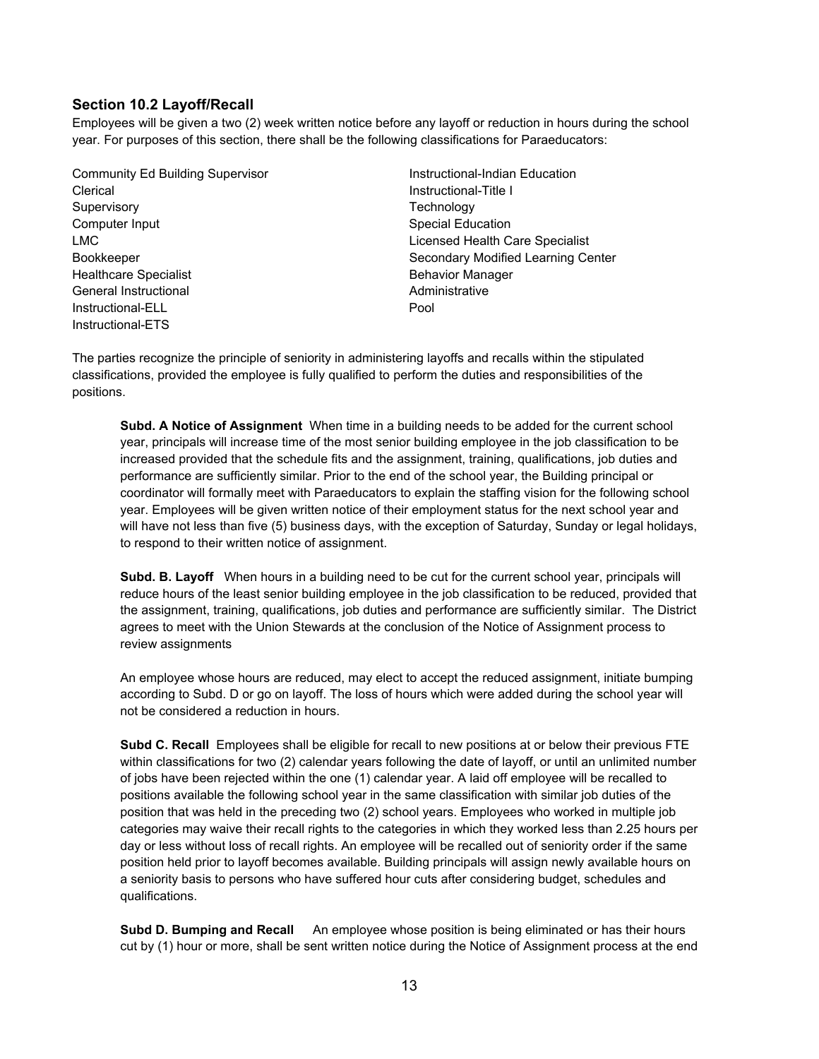### Section 10.2 Layoff/Recall

Employees will be given a two (2) week written notice before any layoff or reduction in hours during the school year. For purposes of this section, there shall be the following classifications for Paraeducators:

- Community Ed Building Supervisor
- Clerical
- Supervisory
- Computer Input
- LMC
- Bookkeeper
- Healthcare Specialist
- General Instructional
- Instructional-ELL
- Instructional-ETS
- Instructional-Indian Education
- Instructional-Title I
- Technology
- Special Education
- Licensed Health Care Specialist
- Secondary Modified Learning Center
- Behavior Manager
- Administrative
- Pool

The parties recognize the principle of seniority in administering layoffs and recalls within the stipulated classifications, provided the employee is fully qualified to perform the duties and responsibilities of the positions.

**Subd. A Notice of Assignment** When time in a building needs to be added for the current school year, principals will increase time of the most senior building employee in the job classification to be increased provided that the schedule fits and the assignment, training, qualifications, job duties and performance are sufficiently similar. Prior to the end of the school year, the Building principal or coordinator will formally meet with Paraeducators to explain the staffing vision for the following school year. Employees will be given written notice of their employment status for the next school year and will have not less than five (5) business days, with the exception of Saturday, Sunday or legal holidays, to respond to their written notice of assignment.

**Subd. B. Layoff** When hours in a building need to be cut for the current school year, principals will reduce hours of the least senior building employee in the job classification to be reduced, provided that the assignment, training, qualifications, job duties and performance are sufficiently similar. The District agrees to meet with the Union Stewards at the conclusion of the Notice of Assignment process to review assignments

An employee whose hours are reduced, may elect to accept the reduced assignment, initiate bumping according to Subd. D or go on layoff. The loss of hours which were added during the school year will not be considered a reduction in hours.

**Subd C. Recall** Employees shall be eligible for recall to new positions at or below their previous FTE within classifications for two (2) calendar years following the date of layoff, or until an unlimited number of jobs have been rejected within the one (1) calendar year. A laid off employee will be recalled to positions available the following school year in the same classification with similar job duties of the position that was held in the preceding two (2) school years. Employees who worked in multiple job categories may waive their recall rights to the categories in which they worked less than 2.25 hours per day or less without loss of recall rights. An employee will be recalled out of seniority order if the same position held prior to layoff becomes available. Building principals will assign newly available hours on a seniority basis to persons who have suffered hour cuts after considering budget, schedules and qualifications.

**Subd D. Bumping and Recall** An employee whose position is being eliminated or has their hours cut by (1) hour or more, shall be sent written notice during the Notice of Assignment process at the end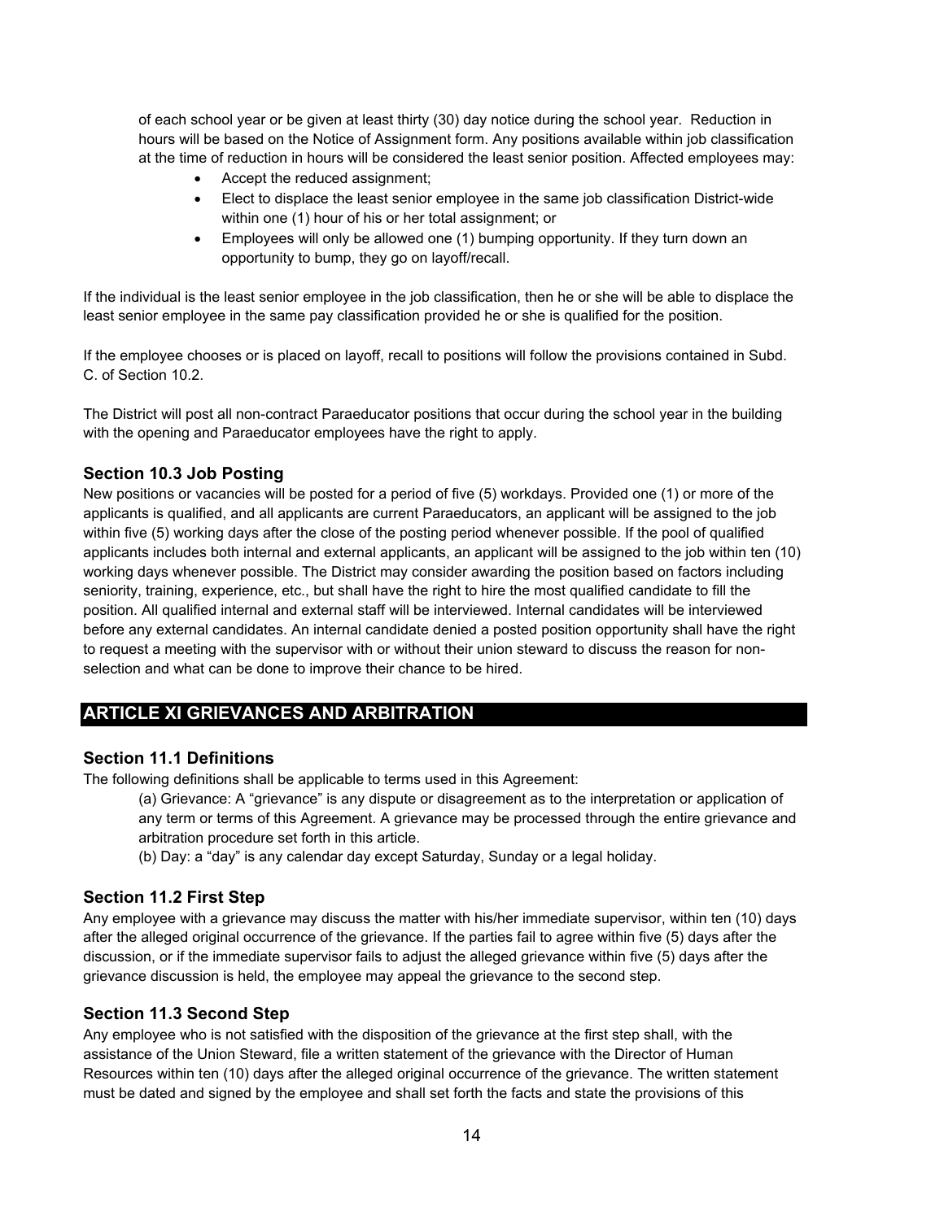of each school year or be given at least thirty (30) day notice during the school year. Reduction in hours will be based on the Notice of Assignment form. Any positions available within job classification at the time of reduction in hours will be considered the least senior position. Affected employees may:

- Accept the reduced assignment;
- Elect to displace the least senior employee in the same job classification District-wide within one (1) hour of his or her total assignment; or
- Employees will only be allowed one (1) bumping opportunity. If they turn down an opportunity to bump, they go on layoff/recall.

If the individual is the least senior employee in the job classification, then he or she will be able to displace the least senior employee in the same pay classification provided he or she is qualified for the position.

If the employee chooses or is placed on layoff, recall to positions will follow the provisions contained in Subd. C. of Section 10.2.

The District will post all non-contract Paraeducator positions that occur during the school year in the building with the opening and Paraeducator employees have the right to apply.

### Section 10.3 Job Posting

New positions or vacancies will be posted for a period of five (5) workdays. Provided one (1) or more of the applicants is qualified, and all applicants are current Paraeducators, an applicant will be assigned to the job within five (5) working days after the close of the posting period whenever possible. If the pool of qualified applicants includes both internal and external applicants, an applicant will be assigned to the job within ten (10) working days whenever possible. The District may consider awarding the position based on factors including seniority, training, experience, etc., but shall have the right to hire the most qualified candidate to fill the position. All qualified internal and external staff will be interviewed. Internal candidates will be interviewed before any external candidates. An internal candidate denied a posted position opportunity shall have the right to request a meeting with the supervisor with or without their union steward to discuss the reason for non-selection and what can be done to improve their chance to be hired.

## ARTICLE XI GRIEVANCES AND ARBITRATION

### Section 11.1 Definitions

The following definitions shall be applicable to terms used in this Agreement:

(a) Grievance: A "grievance" is any dispute or disagreement as to the interpretation or application of any term or terms of this Agreement. A grievance may be processed through the entire grievance and arbitration procedure set forth in this article.

(b) Day: a "day" is any calendar day except Saturday, Sunday or a legal holiday.

### Section 11.2 First Step

Any employee with a grievance may discuss the matter with his/her immediate supervisor, within ten (10) days after the alleged original occurrence of the grievance. If the parties fail to agree within five (5) days after the discussion, or if the immediate supervisor fails to adjust the alleged grievance within five (5) days after the grievance discussion is held, the employee may appeal the grievance to the second step.

### Section 11.3 Second Step

Any employee who is not satisfied with the disposition of the grievance at the first step shall, with the assistance of the Union Steward, file a written statement of the grievance with the Director of Human Resources within ten (10) days after the alleged original occurrence of the grievance. The written statement must be dated and signed by the employee and shall set forth the facts and state the provisions of this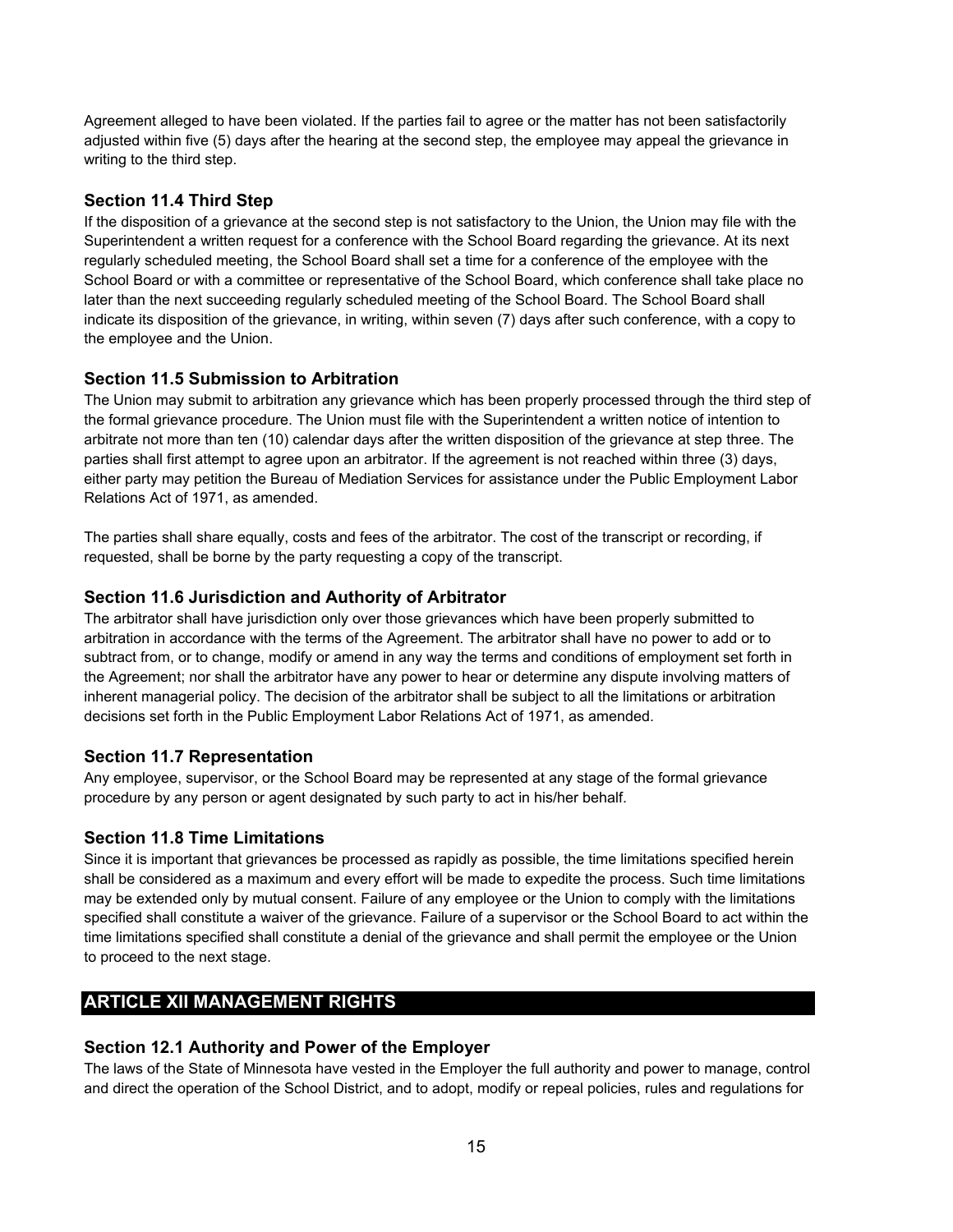Agreement alleged to have been violated. If the parties fail to agree or the matter has not been satisfactorily adjusted within five (5) days after the hearing at the second step, the employee may appeal the grievance in writing to the third step.

### Section 11.4 Third Step

If the disposition of a grievance at the second step is not satisfactory to the Union, the Union may file with the Superintendent a written request for a conference with the School Board regarding the grievance. At its next regularly scheduled meeting, the School Board shall set a time for a conference of the employee with the School Board or with a committee or representative of the School Board, which conference shall take place no later than the next succeeding regularly scheduled meeting of the School Board. The School Board shall indicate its disposition of the grievance, in writing, within seven (7) days after such conference, with a copy to the employee and the Union.

### Section 11.5 Submission to Arbitration

The Union may submit to arbitration any grievance which has been properly processed through the third step of the formal grievance procedure. The Union must file with the Superintendent a written notice of intention to arbitrate not more than ten (10) calendar days after the written disposition of the grievance at step three. The parties shall first attempt to agree upon an arbitrator. If the agreement is not reached within three (3) days, either party may petition the Bureau of Mediation Services for assistance under the Public Employment Labor Relations Act of 1971, as amended.

The parties shall share equally, costs and fees of the arbitrator. The cost of the transcript or recording, if requested, shall be borne by the party requesting a copy of the transcript.

### Section 11.6 Jurisdiction and Authority of Arbitrator

The arbitrator shall have jurisdiction only over those grievances which have been properly submitted to arbitration in accordance with the terms of the Agreement. The arbitrator shall have no power to add or to subtract from, or to change, modify or amend in any way the terms and conditions of employment set forth in the Agreement; nor shall the arbitrator have any power to hear or determine any dispute involving matters of inherent managerial policy. The decision of the arbitrator shall be subject to all the limitations or arbitration decisions set forth in the Public Employment Labor Relations Act of 1971, as amended.

### Section 11.7 Representation

Any employee, supervisor, or the School Board may be represented at any stage of the formal grievance procedure by any person or agent designated by such party to act in his/her behalf.

### Section 11.8 Time Limitations

Since it is important that grievances be processed as rapidly as possible, the time limitations specified herein shall be considered as a maximum and every effort will be made to expedite the process. Such time limitations may be extended only by mutual consent. Failure of any employee or the Union to comply with the limitations specified shall constitute a waiver of the grievance. Failure of a supervisor or the School Board to act within the time limitations specified shall constitute a denial of the grievance and shall permit the employee or the Union to proceed to the next stage.

## ARTICLE XII MANAGEMENT RIGHTS

### Section 12.1 Authority and Power of the Employer

The laws of the State of Minnesota have vested in the Employer the full authority and power to manage, control and direct the operation of the School District, and to adopt, modify or repeal policies, rules and regulations for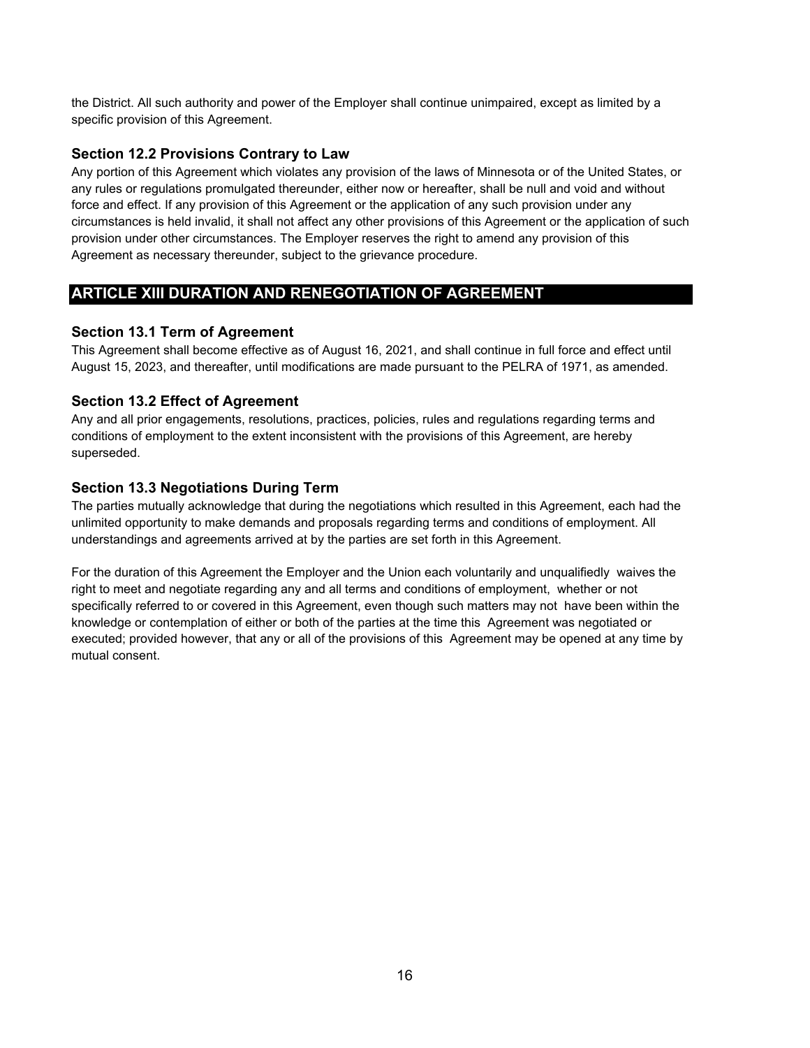the District. All such authority and power of the Employer shall continue unimpaired, except as limited by a specific provision of this Agreement.

### Section 12.2 Provisions Contrary to Law

Any portion of this Agreement which violates any provision of the laws of Minnesota or of the United States, or any rules or regulations promulgated thereunder, either now or hereafter, shall be null and void and without force and effect. If any provision of this Agreement or the application of any such provision under any circumstances is held invalid, it shall not affect any other provisions of this Agreement or the application of such provision under other circumstances. The Employer reserves the right to amend any provision of this Agreement as necessary thereunder, subject to the grievance procedure.

## ARTICLE XIII DURATION AND RENEGOTIATION OF AGREEMENT

### Section 13.1 Term of Agreement

This Agreement shall become effective as of August 16, 2021, and shall continue in full force and effect until August 15, 2023, and thereafter, until modifications are made pursuant to the PELRA of 1971, as amended.

### Section 13.2 Effect of Agreement

Any and all prior engagements, resolutions, practices, policies, rules and regulations regarding terms and conditions of employment to the extent inconsistent with the provisions of this Agreement, are hereby superseded.

### Section 13.3 Negotiations During Term

The parties mutually acknowledge that during the negotiations which resulted in this Agreement, each had the unlimited opportunity to make demands and proposals regarding terms and conditions of employment. All understandings and agreements arrived at by the parties are set forth in this Agreement.

For the duration of this Agreement the Employer and the Union each voluntarily and unqualifiedly waives the right to meet and negotiate regarding any and all terms and conditions of employment, whether or not specifically referred to or covered in this Agreement, even though such matters may not have been within the knowledge or contemplation of either or both of the parties at the time this Agreement was negotiated or executed; provided however, that any or all of the provisions of this Agreement may be opened at any time by mutual consent.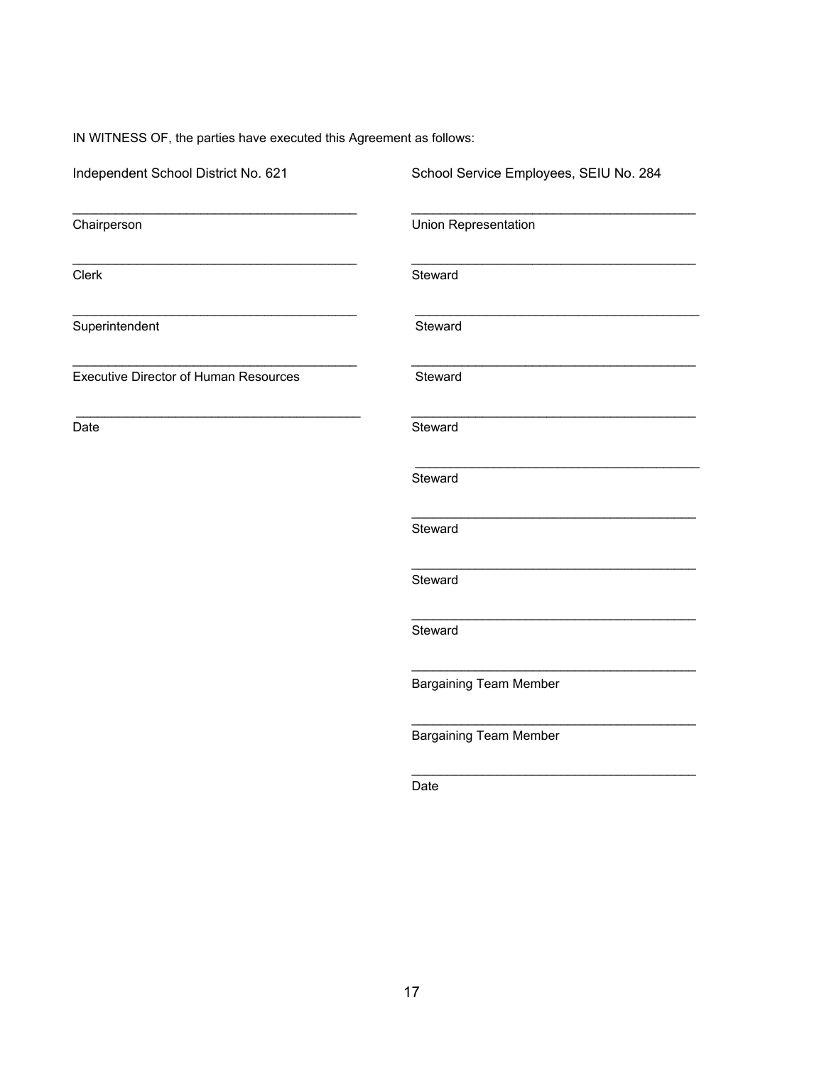IN WITNESS OF, the parties have executed this Agreement as follows:

| Independent School District No. 621 | School Service Employees, SEIU No. 284 |
| --- | --- |
| _______________________________________ | _______________________________________ |
| Chairperson | Union Representation |
| _______________________________________ | _______________________________________ |
| Clerk | Steward |
| _______________________________________ | _______________________________________ |
| Superintendent | Steward |
| _______________________________________ | _______________________________________ |
| Executive Director of Human Resources | Steward |
| _______________________________________ | _______________________________________ |
| Date | Steward |
| | _______________________________________ |
| | Steward |
| | _______________________________________ |
| | Steward |
| | _______________________________________ |
| | Steward |
| | _______________________________________ |
| | Steward |
| | _______________________________________ |
| | Bargaining Team Member |
| | _______________________________________ |
| | Bargaining Team Member |
| | _______________________________________ |
| | Date |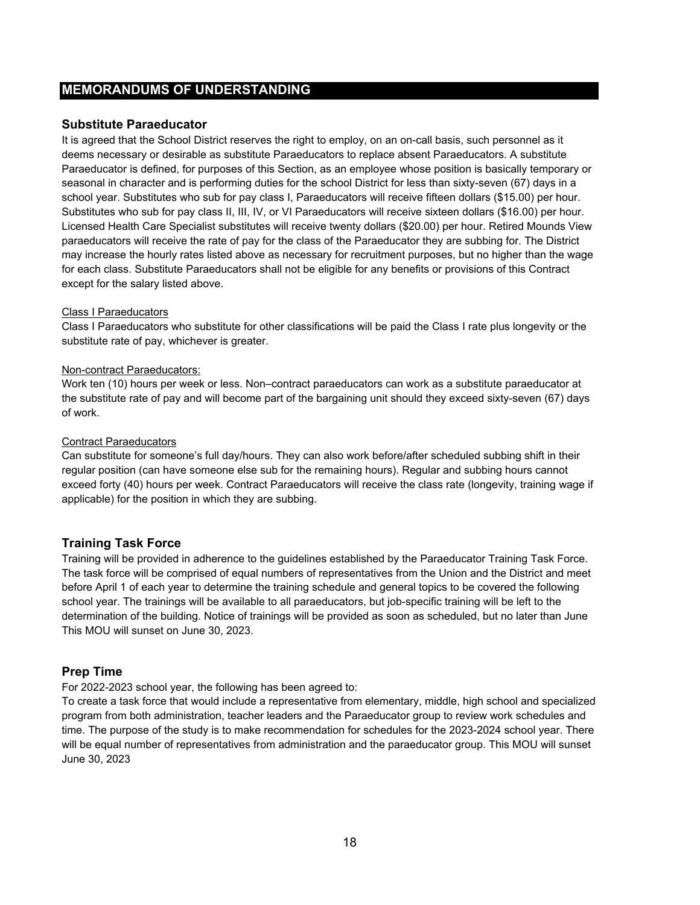## MEMORANDUMS OF UNDERSTANDING

### Substitute Paraeducator

It is agreed that the School District reserves the right to employ, on an on-call basis, such personnel as it deems necessary or desirable as substitute Paraeducators to replace absent Paraeducators. A substitute Paraeducator is defined, for purposes of this Section, as an employee whose position is basically temporary or seasonal in character and is performing duties for the school District for less than sixty-seven (67) days in a school year. Substitutes who sub for pay class I, Paraeducators will receive fifteen dollars ($15.00) per hour. Substitutes who sub for pay class II, III, IV, or VI Paraeducators will receive sixteen dollars ($16.00) per hour. Licensed Health Care Specialist substitutes will receive twenty dollars ($20.00) per hour. Retired Mounds View paraeducators will receive the rate of pay for the class of the Paraeducator they are subbing for. The District may increase the hourly rates listed above as necessary for recruitment purposes, but no higher than the wage for each class. Substitute Paraeducators shall not be eligible for any benefits or provisions of this Contract except for the salary listed above.

Class I Paraeducators

Class I Paraeducators who substitute for other classifications will be paid the Class I rate plus longevity or the substitute rate of pay, whichever is greater.

Non-contract Paraeducators:

Work ten (10) hours per week or less. Non–contract paraeducators can work as a substitute paraeducator at the substitute rate of pay and will become part of the bargaining unit should they exceed sixty-seven (67) days of work.

Contract Paraeducators

Can substitute for someone's full day/hours. They can also work before/after scheduled subbing shift in their regular position (can have someone else sub for the remaining hours). Regular and subbing hours cannot exceed forty (40) hours per week. Contract Paraeducators will receive the class rate (longevity, training wage if applicable) for the position in which they are subbing.

### Training Task Force

Training will be provided in adherence to the guidelines established by the Paraeducator Training Task Force. The task force will be comprised of equal numbers of representatives from the Union and the District and meet before April 1 of each year to determine the training schedule and general topics to be covered the following school year. The trainings will be available to all paraeducators, but job-specific training will be left to the determination of the building. Notice of trainings will be provided as soon as scheduled, but no later than June This MOU will sunset on June 30, 2023.

### Prep Time

For 2022-2023 school year, the following has been agreed to:

To create a task force that would include a representative from elementary, middle, high school and specialized program from both administration, teacher leaders and the Paraeducator group to review work schedules and time. The purpose of the study is to make recommendation for schedules for the 2023-2024 school year. There will be equal number of representatives from administration and the paraeducator group. This MOU will sunset June 30, 2023